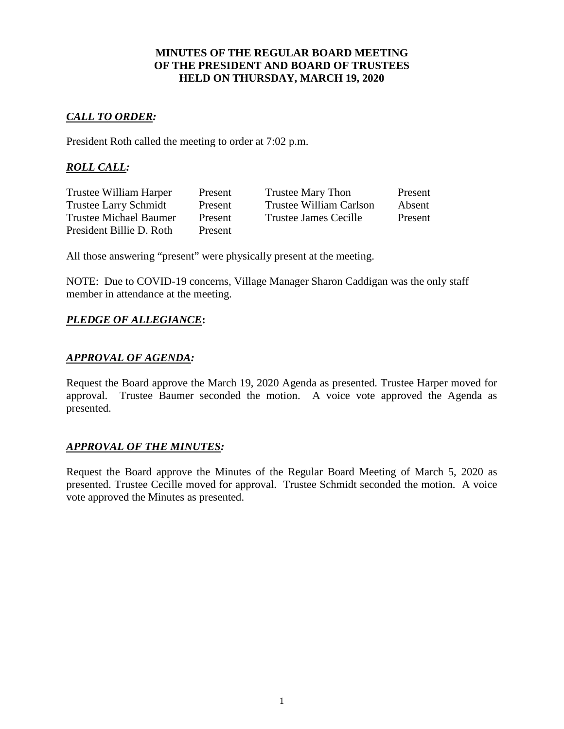**MINUTES OF THE REGULAR BOARD MEETING**
**OF THE PRESIDENT AND BOARD OF TRUSTEES**
**HELD ON THURSDAY, MARCH 19, 2020**

## ***CALL TO ORDER:***

President Roth called the meeting to order at 7:02 p.m.

## ***ROLL CALL:***

| | | | |
|---|---|---|---|
| Trustee William Harper | Present | Trustee Mary Thon | Present |
| Trustee Larry Schmidt | Present | Trustee William Carlson | Absent |
| Trustee Michael Baumer | Present | Trustee James Cecille | Present |
| President Billie D. Roth | Present | | |

All those answering "present" were physically present at the meeting.

NOTE: Due to COVID-19 concerns, Village Manager Sharon Caddigan was the only staff member in attendance at the meeting.

## ***PLEDGE OF ALLEGIANCE*:**

## ***APPROVAL OF AGENDA:***

Request the Board approve the March 19, 2020 Agenda as presented. Trustee Harper moved for approval. Trustee Baumer seconded the motion. A voice vote approved the Agenda as presented.

## ***APPROVAL OF THE MINUTES:***

Request the Board approve the Minutes of the Regular Board Meeting of March 5, 2020 as presented. Trustee Cecille moved for approval. Trustee Schmidt seconded the motion. A voice vote approved the Minutes as presented.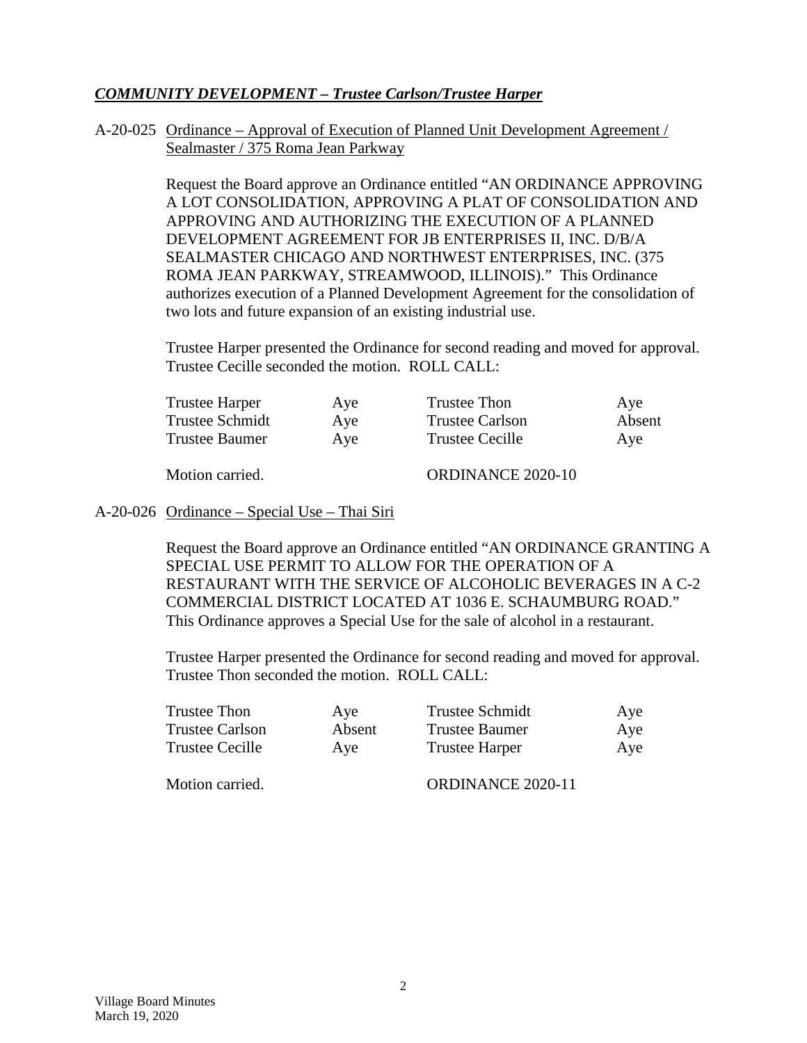***COMMUNITY DEVELOPMENT – Trustee Carlson/Trustee Harper***

A-20-025 Ordinance – Approval of Execution of Planned Unit Development Agreement / Sealmaster / 375 Roma Jean Parkway

Request the Board approve an Ordinance entitled "AN ORDINANCE APPROVING A LOT CONSOLIDATION, APPROVING A PLAT OF CONSOLIDATION AND APPROVING AND AUTHORIZING THE EXECUTION OF A PLANNED DEVELOPMENT AGREEMENT FOR JB ENTERPRISES II, INC. D/B/A SEALMASTER CHICAGO AND NORTHWEST ENTERPRISES, INC. (375 ROMA JEAN PARKWAY, STREAMWOOD, ILLINOIS)." This Ordinance authorizes execution of a Planned Development Agreement for the consolidation of two lots and future expansion of an existing industrial use.

Trustee Harper presented the Ordinance for second reading and moved for approval. Trustee Cecille seconded the motion. ROLL CALL:

| | | | |
|---|---|---|---|
| Trustee Harper | Aye | Trustee Thon | Aye |
| Trustee Schmidt | Aye | Trustee Carlson | Absent |
| Trustee Baumer | Aye | Trustee Cecille | Aye |

Motion carried. ORDINANCE 2020-10

A-20-026 Ordinance – Special Use – Thai Siri

Request the Board approve an Ordinance entitled "AN ORDINANCE GRANTING A SPECIAL USE PERMIT TO ALLOW FOR THE OPERATION OF A RESTAURANT WITH THE SERVICE OF ALCOHOLIC BEVERAGES IN A C-2 COMMERCIAL DISTRICT LOCATED AT 1036 E. SCHAUMBURG ROAD." This Ordinance approves a Special Use for the sale of alcohol in a restaurant.

Trustee Harper presented the Ordinance for second reading and moved for approval. Trustee Thon seconded the motion. ROLL CALL:

| | | | |
|---|---|---|---|
| Trustee Thon | Aye | Trustee Schmidt | Aye |
| Trustee Carlson | Absent | Trustee Baumer | Aye |
| Trustee Cecille | Aye | Trustee Harper | Aye |

Motion carried. ORDINANCE 2020-11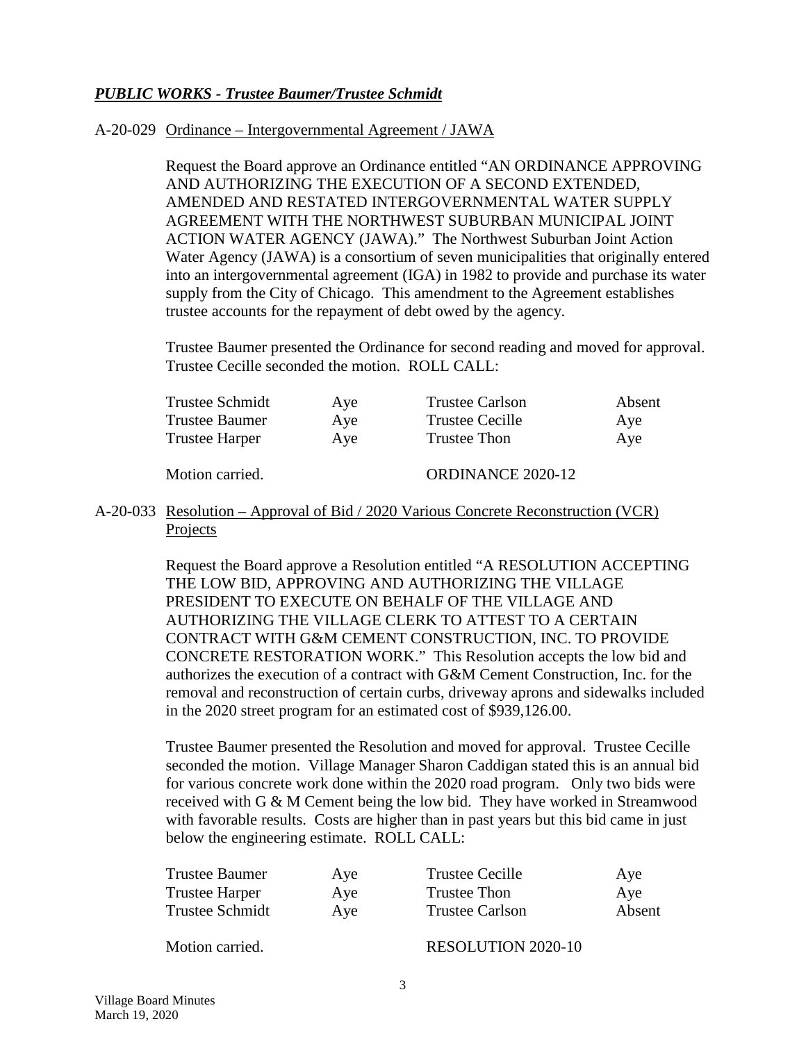***PUBLIC WORKS - Trustee Baumer/Trustee Schmidt***

A-20-029 Ordinance – Intergovernmental Agreement / JAWA

Request the Board approve an Ordinance entitled "AN ORDINANCE APPROVING AND AUTHORIZING THE EXECUTION OF A SECOND EXTENDED, AMENDED AND RESTATED INTERGOVERNMENTAL WATER SUPPLY AGREEMENT WITH THE NORTHWEST SUBURBAN MUNICIPAL JOINT ACTION WATER AGENCY (JAWA)." The Northwest Suburban Joint Action Water Agency (JAWA) is a consortium of seven municipalities that originally entered into an intergovernmental agreement (IGA) in 1982 to provide and purchase its water supply from the City of Chicago. This amendment to the Agreement establishes trustee accounts for the repayment of debt owed by the agency.

Trustee Baumer presented the Ordinance for second reading and moved for approval. Trustee Cecille seconded the motion. ROLL CALL:

| | | | |
|---|---|---|---|
| Trustee Schmidt | Aye | Trustee Carlson | Absent |
| Trustee Baumer | Aye | Trustee Cecille | Aye |
| Trustee Harper | Aye | Trustee Thon | Aye |

Motion carried. ORDINANCE 2020-12

A-20-033 Resolution – Approval of Bid / 2020 Various Concrete Reconstruction (VCR) Projects

Request the Board approve a Resolution entitled "A RESOLUTION ACCEPTING THE LOW BID, APPROVING AND AUTHORIZING THE VILLAGE PRESIDENT TO EXECUTE ON BEHALF OF THE VILLAGE AND AUTHORIZING THE VILLAGE CLERK TO ATTEST TO A CERTAIN CONTRACT WITH G&M CEMENT CONSTRUCTION, INC. TO PROVIDE CONCRETE RESTORATION WORK." This Resolution accepts the low bid and authorizes the execution of a contract with G&M Cement Construction, Inc. for the removal and reconstruction of certain curbs, driveway aprons and sidewalks included in the 2020 street program for an estimated cost of $939,126.00.

Trustee Baumer presented the Resolution and moved for approval. Trustee Cecille seconded the motion. Village Manager Sharon Caddigan stated this is an annual bid for various concrete work done within the 2020 road program. Only two bids were received with G & M Cement being the low bid. They have worked in Streamwood with favorable results. Costs are higher than in past years but this bid came in just below the engineering estimate. ROLL CALL:

| | | | |
|---|---|---|---|
| Trustee Baumer | Aye | Trustee Cecille | Aye |
| Trustee Harper | Aye | Trustee Thon | Aye |
| Trustee Schmidt | Aye | Trustee Carlson | Absent |

Motion carried. RESOLUTION 2020-10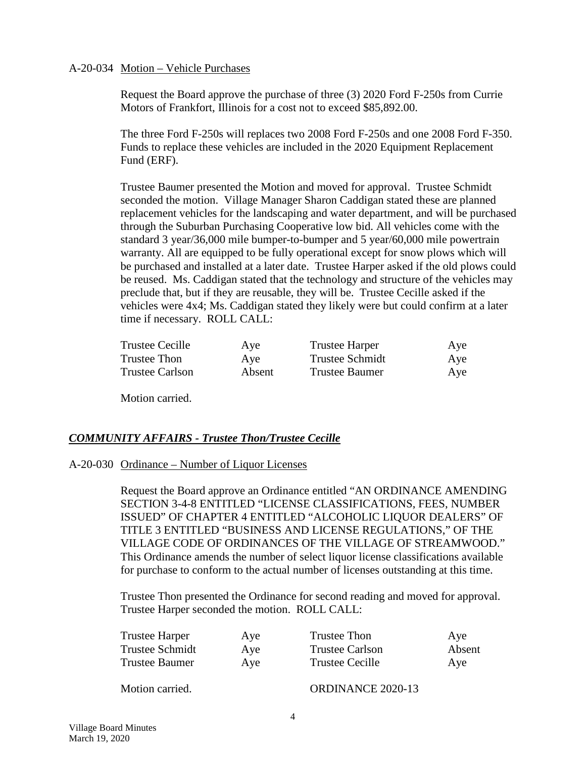A-20-034 Motion – Vehicle Purchases

Request the Board approve the purchase of three (3) 2020 Ford F-250s from Currie Motors of Frankfort, Illinois for a cost not to exceed $85,892.00.

The three Ford F-250s will replaces two 2008 Ford F-250s and one 2008 Ford F-350. Funds to replace these vehicles are included in the 2020 Equipment Replacement Fund (ERF).

Trustee Baumer presented the Motion and moved for approval. Trustee Schmidt seconded the motion. Village Manager Sharon Caddigan stated these are planned replacement vehicles for the landscaping and water department, and will be purchased through the Suburban Purchasing Cooperative low bid. All vehicles come with the standard 3 year/36,000 mile bumper-to-bumper and 5 year/60,000 mile powertrain warranty. All are equipped to be fully operational except for snow plows which will be purchased and installed at a later date. Trustee Harper asked if the old plows could be reused. Ms. Caddigan stated that the technology and structure of the vehicles may preclude that, but if they are reusable, they will be. Trustee Cecille asked if the vehicles were 4x4; Ms. Caddigan stated they likely were but could confirm at a later time if necessary. ROLL CALL:

| | | | |
|---|---|---|---|
| Trustee Cecille | Aye | Trustee Harper | Aye |
| Trustee Thon | Aye | Trustee Schmidt | Aye |
| Trustee Carlson | Absent | Trustee Baumer | Aye |

Motion carried.

## ***COMMUNITY AFFAIRS - Trustee Thon/Trustee Cecille***

A-20-030 Ordinance – Number of Liquor Licenses

Request the Board approve an Ordinance entitled "AN ORDINANCE AMENDING SECTION 3-4-8 ENTITLED "LICENSE CLASSIFICATIONS, FEES, NUMBER ISSUED" OF CHAPTER 4 ENTITLED "ALCOHOLIC LIQUOR DEALERS" OF TITLE 3 ENTITLED "BUSINESS AND LICENSE REGULATIONS," OF THE VILLAGE CODE OF ORDINANCES OF THE VILLAGE OF STREAMWOOD." This Ordinance amends the number of select liquor license classifications available for purchase to conform to the actual number of licenses outstanding at this time.

Trustee Thon presented the Ordinance for second reading and moved for approval. Trustee Harper seconded the motion. ROLL CALL:

| | | | |
|---|---|---|---|
| Trustee Harper | Aye | Trustee Thon | Aye |
| Trustee Schmidt | Aye | Trustee Carlson | Absent |
| Trustee Baumer | Aye | Trustee Cecille | Aye |

Motion carried. ORDINANCE 2020-13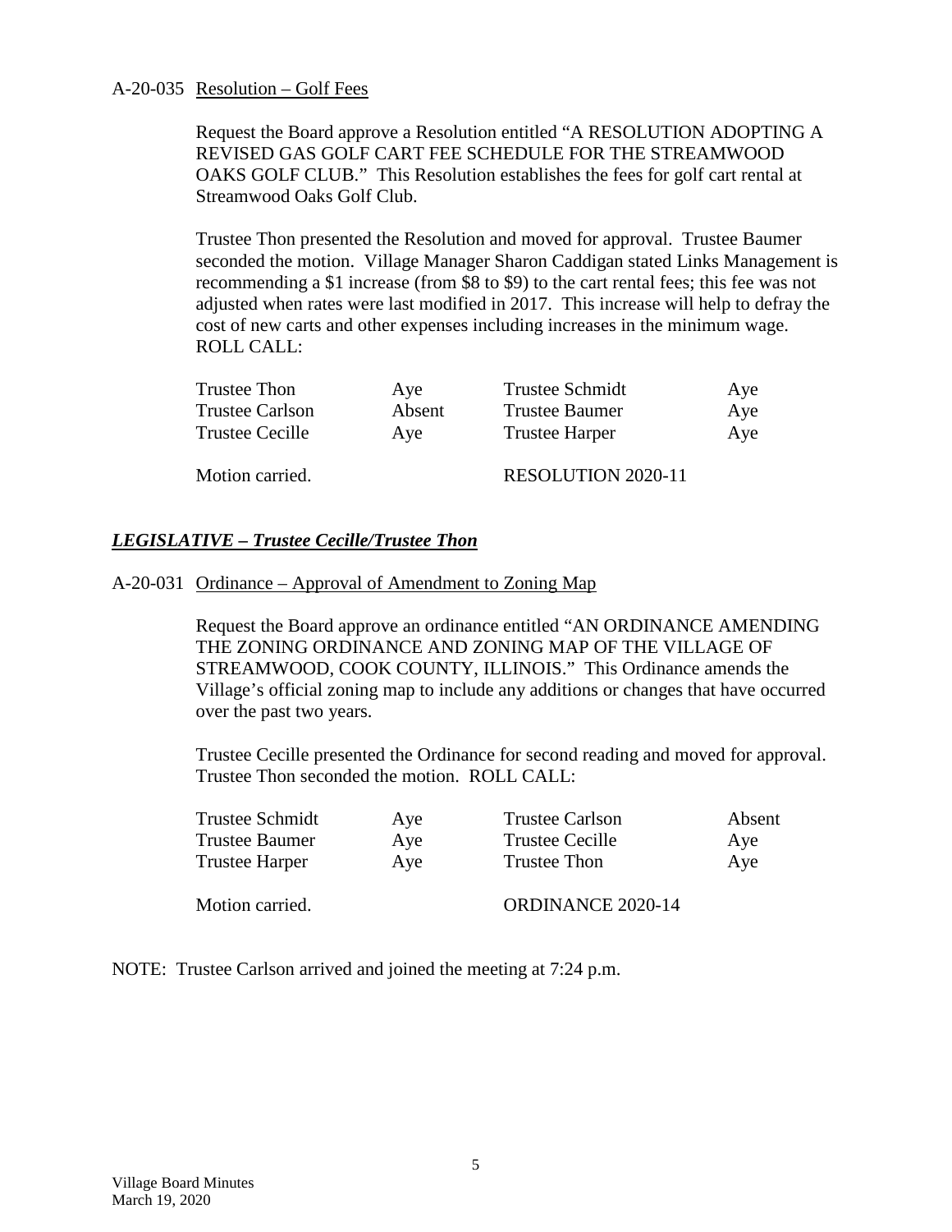A-20-035 Resolution – Golf Fees

Request the Board approve a Resolution entitled "A RESOLUTION ADOPTING A REVISED GAS GOLF CART FEE SCHEDULE FOR THE STREAMWOOD OAKS GOLF CLUB." This Resolution establishes the fees for golf cart rental at Streamwood Oaks Golf Club.

Trustee Thon presented the Resolution and moved for approval. Trustee Baumer seconded the motion. Village Manager Sharon Caddigan stated Links Management is recommending a $1 increase (from $8 to $9) to the cart rental fees; this fee was not adjusted when rates were last modified in 2017. This increase will help to defray the cost of new carts and other expenses including increases in the minimum wage. ROLL CALL:

| | | | |
|---|---|---|---|
| Trustee Thon | Aye | Trustee Schmidt | Aye |
| Trustee Carlson | Absent | Trustee Baumer | Aye |
| Trustee Cecille | Aye | Trustee Harper | Aye |

Motion carried. RESOLUTION 2020-11

## *LEGISLATIVE – Trustee Cecille/Trustee Thon*

A-20-031 Ordinance – Approval of Amendment to Zoning Map

Request the Board approve an ordinance entitled "AN ORDINANCE AMENDING THE ZONING ORDINANCE AND ZONING MAP OF THE VILLAGE OF STREAMWOOD, COOK COUNTY, ILLINOIS." This Ordinance amends the Village's official zoning map to include any additions or changes that have occurred over the past two years.

Trustee Cecille presented the Ordinance for second reading and moved for approval. Trustee Thon seconded the motion. ROLL CALL:

| | | | |
|---|---|---|---|
| Trustee Schmidt | Aye | Trustee Carlson | Absent |
| Trustee Baumer | Aye | Trustee Cecille | Aye |
| Trustee Harper | Aye | Trustee Thon | Aye |

Motion carried. ORDINANCE 2020-14

NOTE: Trustee Carlson arrived and joined the meeting at 7:24 p.m.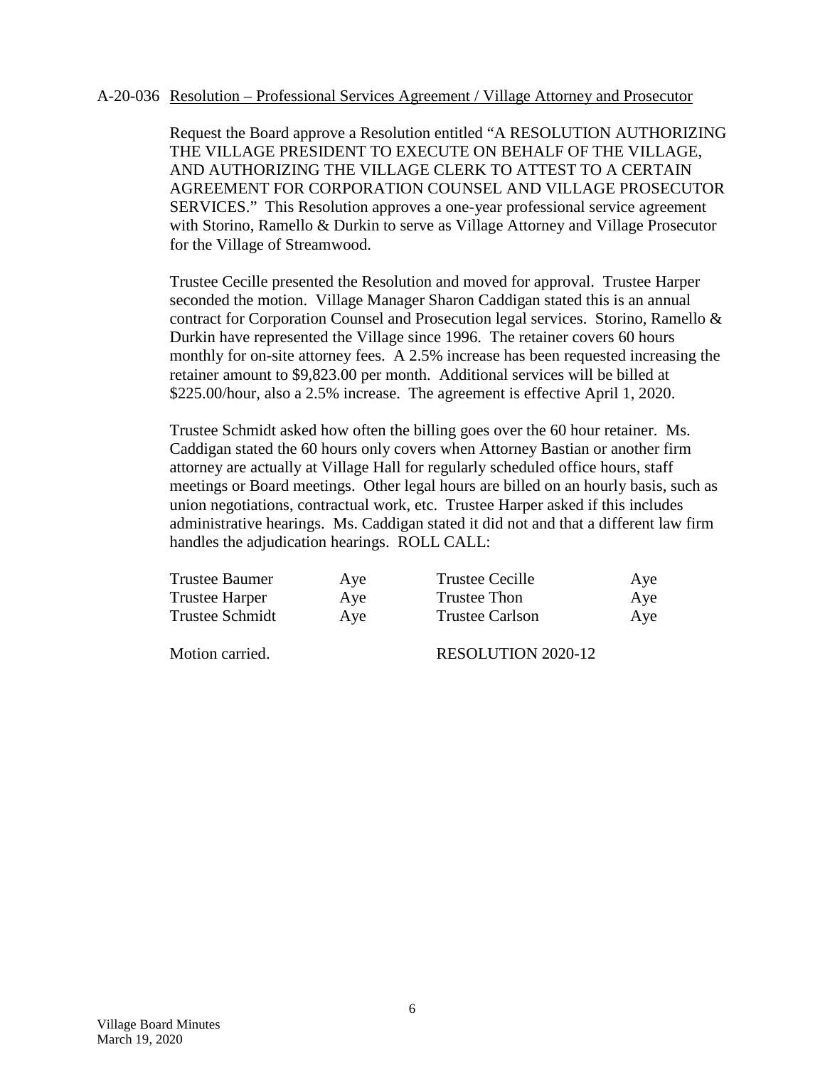A-20-036 Resolution – Professional Services Agreement / Village Attorney and Prosecutor

Request the Board approve a Resolution entitled "A RESOLUTION AUTHORIZING THE VILLAGE PRESIDENT TO EXECUTE ON BEHALF OF THE VILLAGE, AND AUTHORIZING THE VILLAGE CLERK TO ATTEST TO A CERTAIN AGREEMENT FOR CORPORATION COUNSEL AND VILLAGE PROSECUTOR SERVICES." This Resolution approves a one-year professional service agreement with Storino, Ramello & Durkin to serve as Village Attorney and Village Prosecutor for the Village of Streamwood.

Trustee Cecille presented the Resolution and moved for approval. Trustee Harper seconded the motion. Village Manager Sharon Caddigan stated this is an annual contract for Corporation Counsel and Prosecution legal services. Storino, Ramello & Durkin have represented the Village since 1996. The retainer covers 60 hours monthly for on-site attorney fees. A 2.5% increase has been requested increasing the retainer amount to $9,823.00 per month. Additional services will be billed at $225.00/hour, also a 2.5% increase. The agreement is effective April 1, 2020.

Trustee Schmidt asked how often the billing goes over the 60 hour retainer. Ms. Caddigan stated the 60 hours only covers when Attorney Bastian or another firm attorney are actually at Village Hall for regularly scheduled office hours, staff meetings or Board meetings. Other legal hours are billed on an hourly basis, such as union negotiations, contractual work, etc. Trustee Harper asked if this includes administrative hearings. Ms. Caddigan stated it did not and that a different law firm handles the adjudication hearings. ROLL CALL:

| | | | |
|---|---|---|---|
| Trustee Baumer | Aye | Trustee Cecille | Aye |
| Trustee Harper | Aye | Trustee Thon | Aye |
| Trustee Schmidt | Aye | Trustee Carlson | Aye |

Motion carried. RESOLUTION 2020-12

Village Board Minutes
March 19, 2020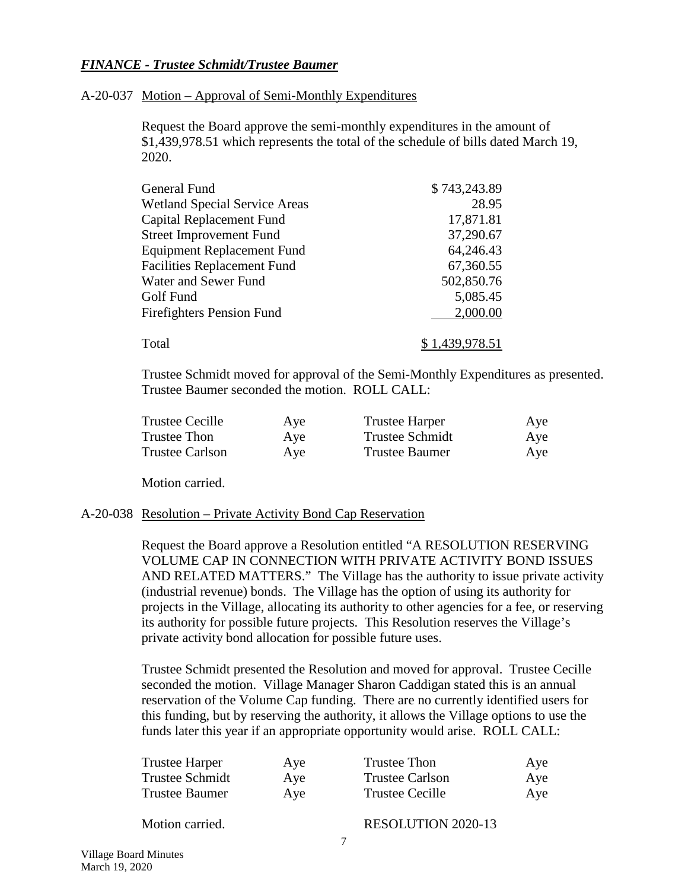***FINANCE - Trustee Schmidt/Trustee Baumer***

A-20-037 Motion – Approval of Semi-Monthly Expenditures

Request the Board approve the semi-monthly expenditures in the amount of $1,439,978.51 which represents the total of the schedule of bills dated March 19, 2020.

| | |
|---|---|
| General Fund | $ 743,243.89 |
| Wetland Special Service Areas | 28.95 |
| Capital Replacement Fund | 17,871.81 |
| Street Improvement Fund | 37,290.67 |
| Equipment Replacement Fund | 64,246.43 |
| Facilities Replacement Fund | 67,360.55 |
| Water and Sewer Fund | 502,850.76 |
| Golf Fund | 5,085.45 |
| Firefighters Pension Fund | 2,000.00 |
| Total | $ 1,439,978.51 |

Trustee Schmidt moved for approval of the Semi-Monthly Expenditures as presented. Trustee Baumer seconded the motion. ROLL CALL:

| | | | |
|---|---|---|---|
| Trustee Cecille | Aye | Trustee Harper | Aye |
| Trustee Thon | Aye | Trustee Schmidt | Aye |
| Trustee Carlson | Aye | Trustee Baumer | Aye |

Motion carried.

A-20-038 Resolution – Private Activity Bond Cap Reservation

Request the Board approve a Resolution entitled "A RESOLUTION RESERVING VOLUME CAP IN CONNECTION WITH PRIVATE ACTIVITY BOND ISSUES AND RELATED MATTERS." The Village has the authority to issue private activity (industrial revenue) bonds. The Village has the option of using its authority for projects in the Village, allocating its authority to other agencies for a fee, or reserving its authority for possible future projects. This Resolution reserves the Village's private activity bond allocation for possible future uses.

Trustee Schmidt presented the Resolution and moved for approval. Trustee Cecille seconded the motion. Village Manager Sharon Caddigan stated this is an annual reservation of the Volume Cap funding. There are no currently identified users for this funding, but by reserving the authority, it allows the Village options to use the funds later this year if an appropriate opportunity would arise. ROLL CALL:

| | | | |
|---|---|---|---|
| Trustee Harper | Aye | Trustee Thon | Aye |
| Trustee Schmidt | Aye | Trustee Carlson | Aye |
| Trustee Baumer | Aye | Trustee Cecille | Aye |

Motion carried. RESOLUTION 2020-13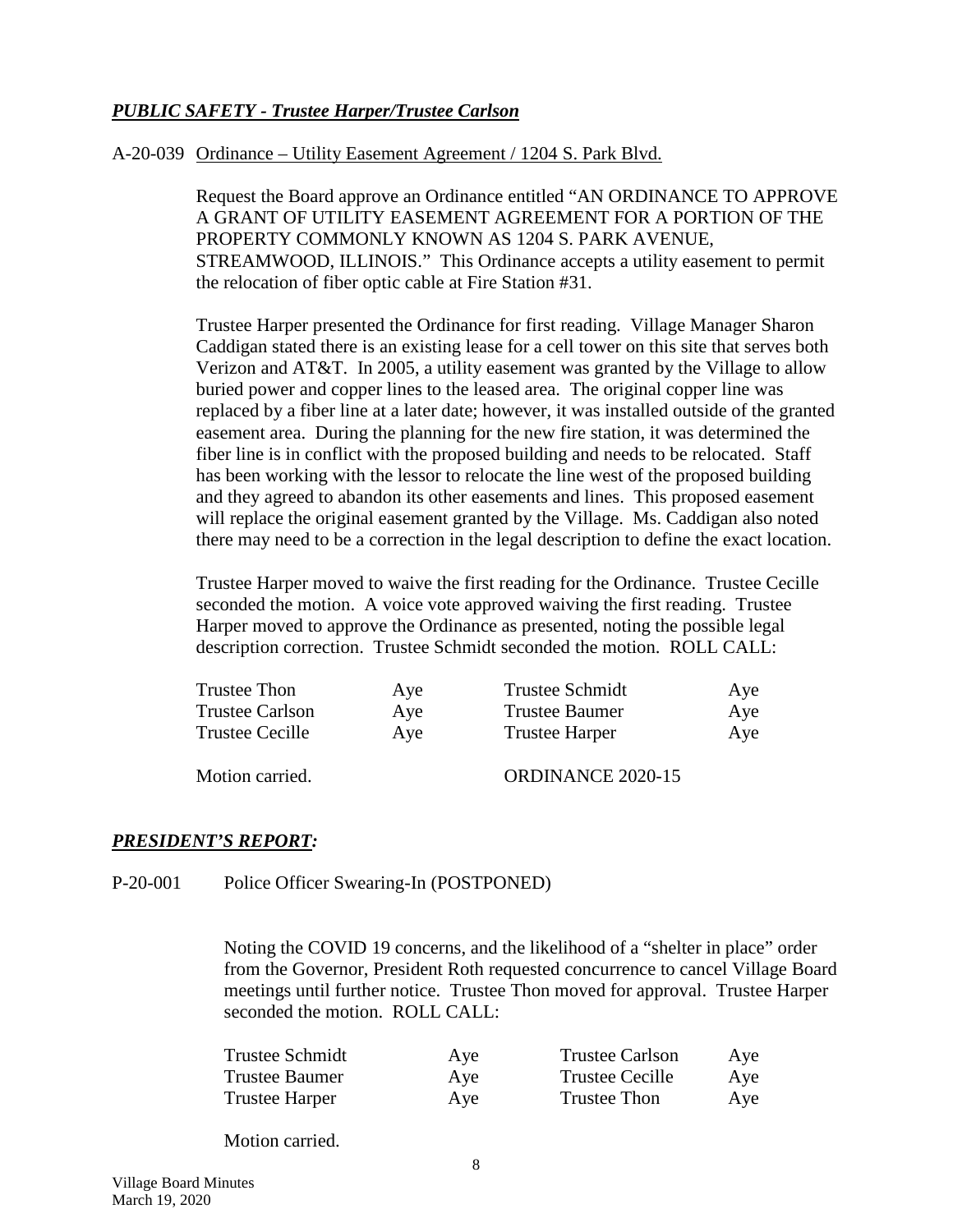## ***PUBLIC SAFETY - Trustee Harper/Trustee Carlson***

A-20-039 Ordinance – Utility Easement Agreement / 1204 S. Park Blvd.

Request the Board approve an Ordinance entitled "AN ORDINANCE TO APPROVE A GRANT OF UTILITY EASEMENT AGREEMENT FOR A PORTION OF THE PROPERTY COMMONLY KNOWN AS 1204 S. PARK AVENUE, STREAMWOOD, ILLINOIS." This Ordinance accepts a utility easement to permit the relocation of fiber optic cable at Fire Station #31.

Trustee Harper presented the Ordinance for first reading. Village Manager Sharon Caddigan stated there is an existing lease for a cell tower on this site that serves both Verizon and AT&T. In 2005, a utility easement was granted by the Village to allow buried power and copper lines to the leased area. The original copper line was replaced by a fiber line at a later date; however, it was installed outside of the granted easement area. During the planning for the new fire station, it was determined the fiber line is in conflict with the proposed building and needs to be relocated. Staff has been working with the lessor to relocate the line west of the proposed building and they agreed to abandon its other easements and lines. This proposed easement will replace the original easement granted by the Village. Ms. Caddigan also noted there may need to be a correction in the legal description to define the exact location.

Trustee Harper moved to waive the first reading for the Ordinance. Trustee Cecille seconded the motion. A voice vote approved waiving the first reading. Trustee Harper moved to approve the Ordinance as presented, noting the possible legal description correction. Trustee Schmidt seconded the motion. ROLL CALL:

| | | | |
|---|---|---|---|
| Trustee Thon | Aye | Trustee Schmidt | Aye |
| Trustee Carlson | Aye | Trustee Baumer | Aye |
| Trustee Cecille | Aye | Trustee Harper | Aye |

Motion carried. ORDINANCE 2020-15

## ***PRESIDENT'S REPORT:***

P-20-001 Police Officer Swearing-In (POSTPONED)

Noting the COVID 19 concerns, and the likelihood of a "shelter in place" order from the Governor, President Roth requested concurrence to cancel Village Board meetings until further notice. Trustee Thon moved for approval. Trustee Harper seconded the motion. ROLL CALL:

| | | | |
|---|---|---|---|
| Trustee Schmidt | Aye | Trustee Carlson | Aye |
| Trustee Baumer | Aye | Trustee Cecille | Aye |
| Trustee Harper | Aye | Trustee Thon | Aye |

Motion carried.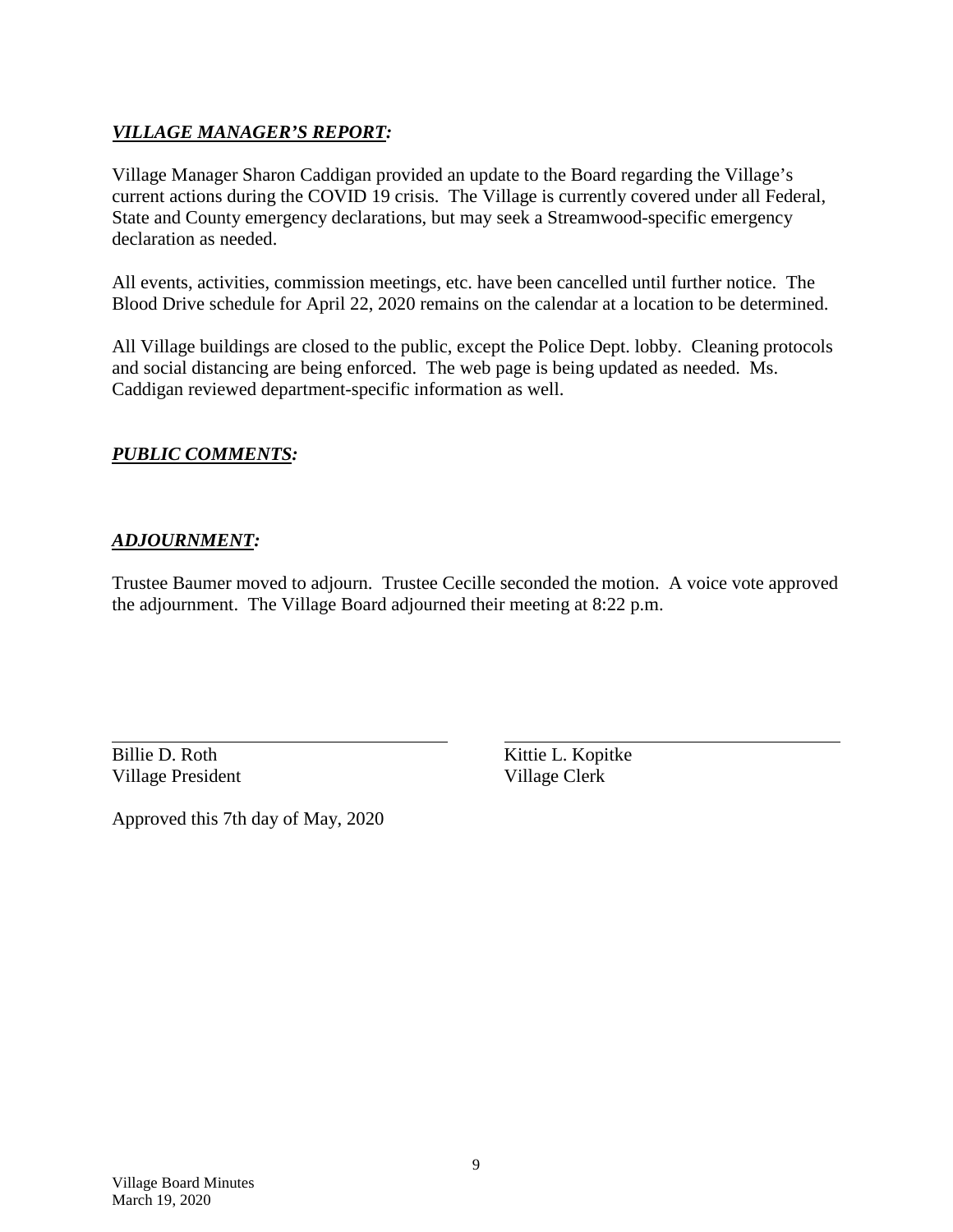***VILLAGE MANAGER'S REPORT:***

Village Manager Sharon Caddigan provided an update to the Board regarding the Village's current actions during the COVID 19 crisis. The Village is currently covered under all Federal, State and County emergency declarations, but may seek a Streamwood-specific emergency declaration as needed.

All events, activities, commission meetings, etc. have been cancelled until further notice. The Blood Drive schedule for April 22, 2020 remains on the calendar at a location to be determined.

All Village buildings are closed to the public, except the Police Dept. lobby. Cleaning protocols and social distancing are being enforced. The web page is being updated as needed. Ms. Caddigan reviewed department-specific information as well.

***PUBLIC COMMENTS:***

***ADJOURNMENT:***

Trustee Baumer moved to adjourn. Trustee Cecille seconded the motion. A voice vote approved the adjournment. The Village Board adjourned their meeting at 8:22 p.m.

Billie D. Roth
Village President

Kittie L. Kopitke
Village Clerk

Approved this 7th day of May, 2020